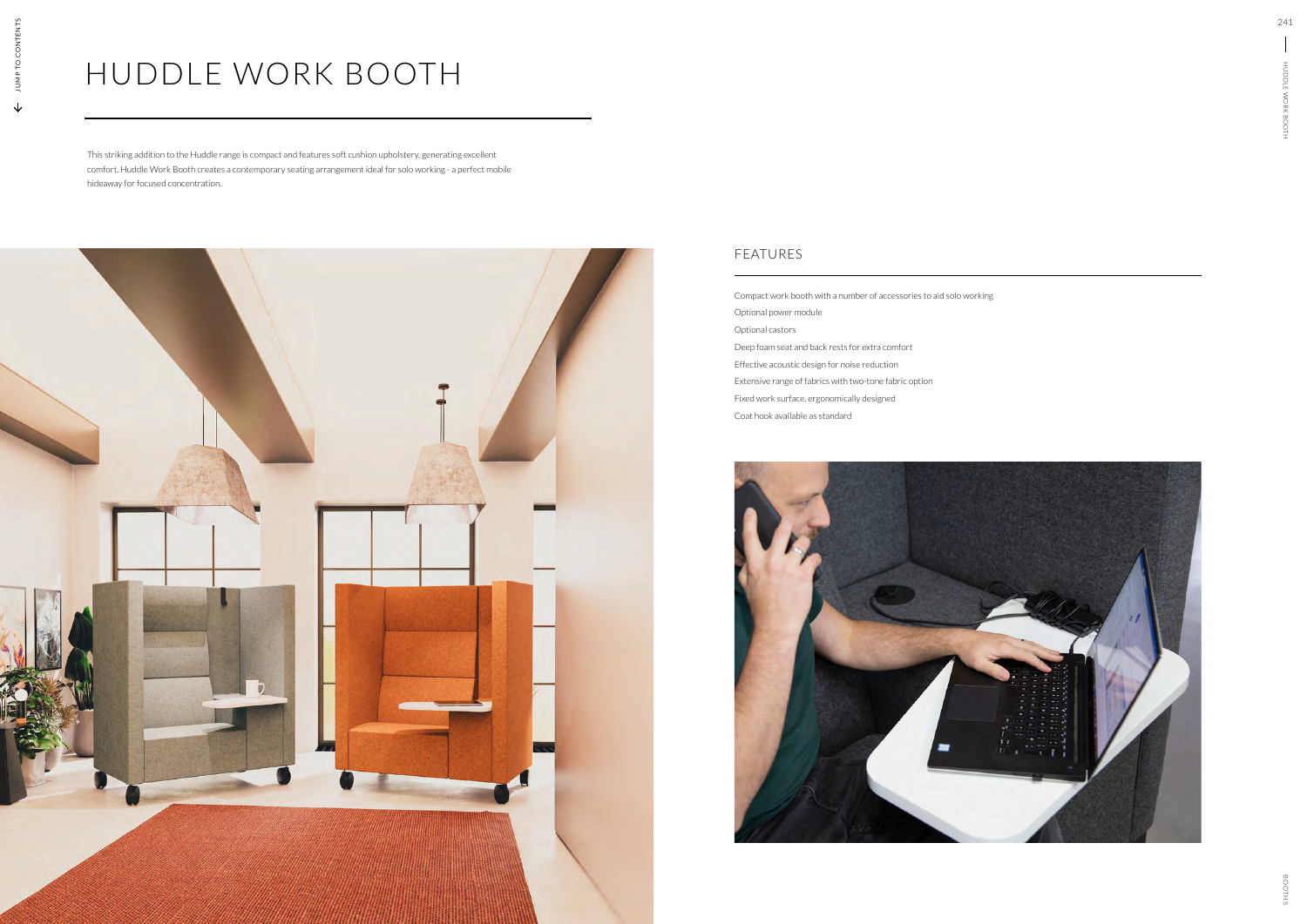# HUDDLE WORK BOOTH

This striking addition to the Huddle range is compact and features soft cushion upholstery, generating excellent comfort. Huddle Work Booth creates a contemporary seating arrangement ideal for solo working - a perfect mobile hideaway for focused concentration.

## FEATURES

Compact work booth with a number of accessories to aid solo working

Optional power module

Optional castors

Deep foam seat and back rests for extra comfort

Effective acoustic design for noise reduction

Extensive range of fabrics with two-tone fabric option

Fixed work surface, ergonomically designed

Coat hook available as standard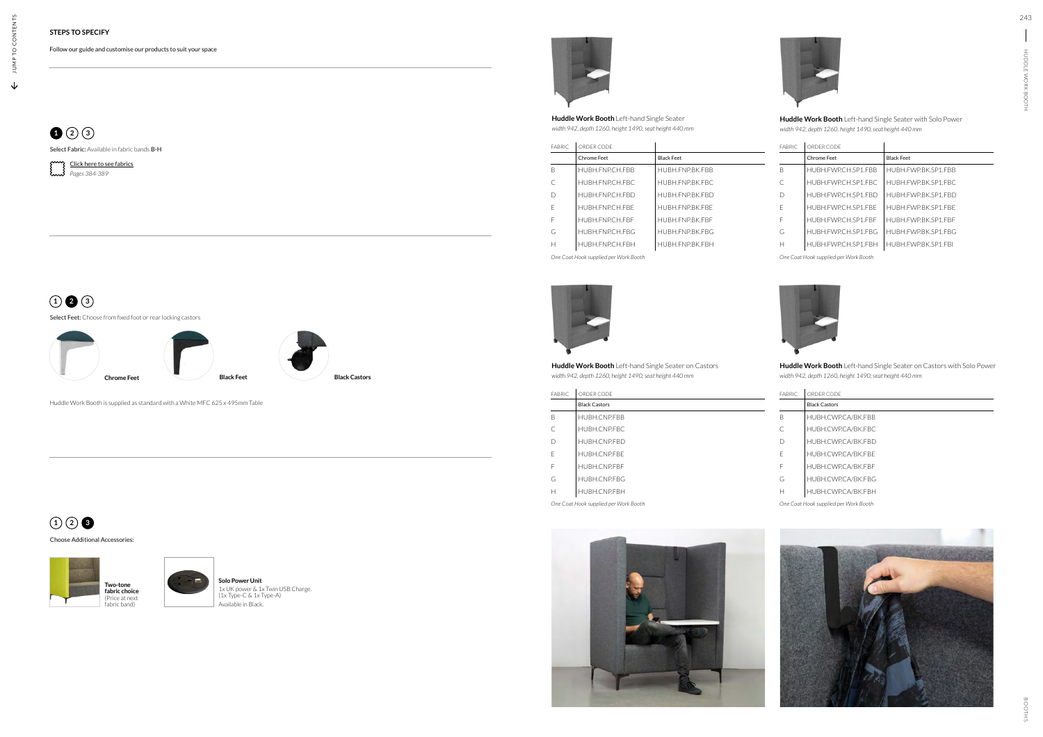**STEPS TO SPECIFY**

Follow our guide and customise our products to suit your space

## 1

Select Fabric: Available in fabric bands **B-H**

Click here to see fabrics
*Pages 384-389*

## 2

Select Feet: Choose from fixed foot or rear locking castors

**Chrome Feet** **Black Feet** **Black Castors**

Huddle Work Booth is supplied as standard with a White MFC 625 x 495mm Table

## 3

Choose Additional Accessories:

**Two-tone fabric choice**
(Price at next fabric band)

**Solo Power Unit**
1x UK power & 1x Twin USB Charge.
(1x Type-C & 1x Type-A)
Available in Black.

**Huddle Work Booth** Left-hand Single Seater
*width 942, depth 1260, height 1490, seat height 440 mm*

| FABRIC | ORDER CODE | |
|---|---|---|
| | Chrome Feet | Black Feet |
| B | HUBH.FNP.CH.FBB | HUBH.FNP.BK.FBB |
| C | HUBH.FNP.CH.FBC | HUBH.FNP.BK.FBC |
| D | HUBH.FNP.CH.FBD | HUBH.FNP.BK.FBD |
| E | HUBH.FNP.CH.FBE | HUBH.FNP.BK.FBE |
| F | HUBH.FNP.CH.FBF | HUBH.FNP.BK.FBF |
| G | HUBH.FNP.CH.FBG | HUBH.FNP.BK.FBG |
| H | HUBH.FNP.CH.FBH | HUBH.FNP.BK.FBH |

*One Coat Hook supplied per Work Booth*

**Huddle Work Booth** Left-hand Single Seater with Solo Power
*width 942, depth 1260, height 1490, seat height 440 mm*

| FABRIC | ORDER CODE | |
|---|---|---|
| | Chrome Feet | Black Feet |
| B | HUBH.FWP.CH.SP1.FBB | HUBH.FWP.BK.SP1.FBB |
| C | HUBH.FWP.CH.SP1.FBC | HUBH.FWP.BK.SP1.FBC |
| D | HUBH.FWP.CH.SP1.FBD | HUBH.FWP.BK.SP1.FBD |
| E | HUBH.FWP.CH.SP1.FBE | HUBH.FWP.BK.SP1.FBE |
| F | HUBH.FWP.CH.SP1.FBF | HUBH.FWP.BK.SP1.FBF |
| G | HUBH.FWP.CH.SP1.FBG | HUBH.FWP.BK.SP1.FBG |
| H | HUBH.FWP.CH.SP1.FBH | HUBH.FWP.BK.SP1.FBI |

*One Coat Hook supplied per Work Booth*

**Huddle Work Booth** Left-hand Single Seater on Castors
*width 942, depth 1260, height 1490, seat height 440 mm*

| FABRIC | ORDER CODE |
|---|---|
| | Black Castors |
| B | HUBH.CNP.FBB |
| C | HUBH.CNP.FBC |
| D | HUBH.CNP.FBD |
| E | HUBH.CNP.FBE |
| F | HUBH.CNP.FBF |
| G | HUBH.CNP.FBG |
| H | HUBH.CNP.FBH |

*One Coat Hook supplied per Work Booth*

**Huddle Work Booth** Left-hand Single Seater on Castors with Solo Power
*width 942, depth 1260, height 1490, seat height 440 mm*

| FABRIC | ORDER CODE |
|---|---|
| | Black Castors |
| B | HUBH.CWP.CA/BK.FBB |
| C | HUBH.CWP.CA/BK.FBC |
| D | HUBH.CWP.CA/BK.FBD |
| E | HUBH.CWP.CA/BK.FBE |
| F | HUBH.CWP.CA/BK.FBF |
| G | HUBH.CWP.CA/BK.FBG |
| H | HUBH.CWP.CA/BK.FBH |

*One Coat Hook supplied per Work Booth*